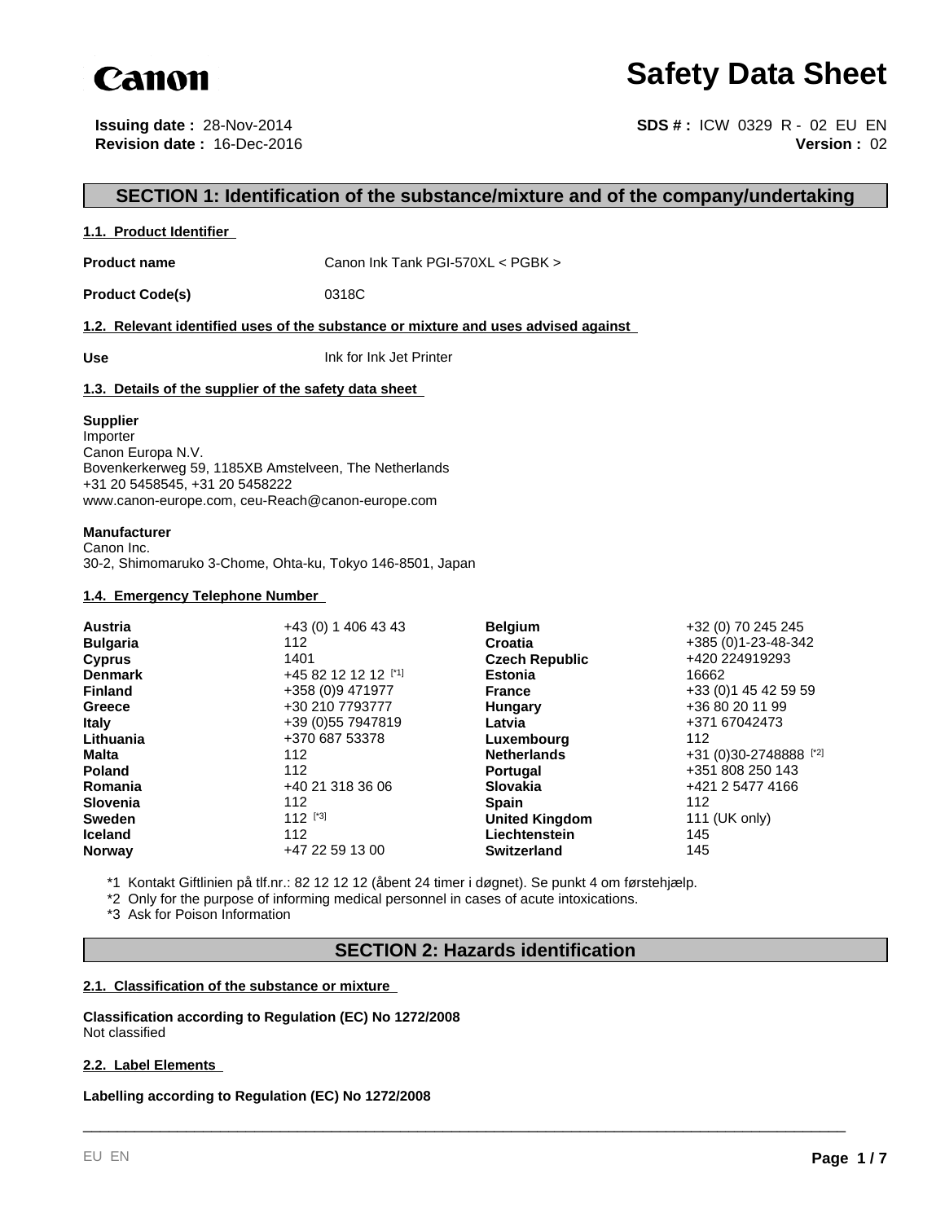Canon

# Safety Data Sheet

**Issuing date :** 28-Nov-2014
**Revision date :** 16-Dec-2016

**SDS # :** ICW 0329 R - 02 EU EN
**Version :** 02

## SECTION 1: Identification of the substance/mixture and of the company/undertaking

### 1.1. Product Identifier

**Product name** Canon Ink Tank PGI-570XL < PGBK >

**Product Code(s)** 0318C

### 1.2. Relevant identified uses of the substance or mixture and uses advised against

**Use** Ink for Ink Jet Printer

### 1.3. Details of the supplier of the safety data sheet

**Supplier**
Importer
Canon Europa N.V.
Bovenkerkerweg 59, 1185XB Amstelveen, The Netherlands
+31 20 5458545, +31 20 5458222
www.canon-europe.com, ceu-Reach@canon-europe.com

**Manufacturer**
Canon Inc.
30-2, Shimomaruko 3-Chome, Ohta-ku, Tokyo 146-8501, Japan

### 1.4. Emergency Telephone Number

| | | | |
|---|---|---|---|
| **Austria** | +43 (0) 1 406 43 43 | **Belgium** | +32 (0) 70 245 245 |
| **Bulgaria** | 112 | **Croatia** | +385 (0)1-23-48-342 |
| **Cyprus** | 1401 | **Czech Republic** | +420 224919293 |
| **Denmark** | +45 82 12 12 12 [*1] | **Estonia** | 16662 |
| **Finland** | +358 (0)9 471977 | **France** | +33 (0)1 45 42 59 59 |
| **Greece** | +30 210 7793777 | **Hungary** | +36 80 20 11 99 |
| **Italy** | +39 (0)55 7947819 | **Latvia** | +371 67042473 |
| **Lithuania** | +370 687 53378 | **Luxembourg** | 112 |
| **Malta** | 112 | **Netherlands** | +31 (0)30-2748888 [*2] |
| **Poland** | 112 | **Portugal** | +351 808 250 143 |
| **Romania** | +40 21 318 36 06 | **Slovakia** | +421 2 5477 4166 |
| **Slovenia** | 112 | **Spain** | 112 |
| **Sweden** | 112 [*3] | **United Kingdom** | 111 (UK only) |
| **Iceland** | 112 | **Liechtenstein** | 145 |
| **Norway** | +47 22 59 13 00 | **Switzerland** | 145 |

*1 Kontakt Giftlinien på tlf.nr.: 82 12 12 12 (åbent 24 timer i døgnet). Se punkt 4 om førstehjælp.
*2 Only for the purpose of informing medical personnel in cases of acute intoxications.
*3 Ask for Poison Information

## SECTION 2: Hazards identification

### 2.1. Classification of the substance or mixture

**Classification according to Regulation (EC) No 1272/2008**
Not classified

### 2.2. Label Elements

**Labelling according to Regulation (EC) No 1272/2008**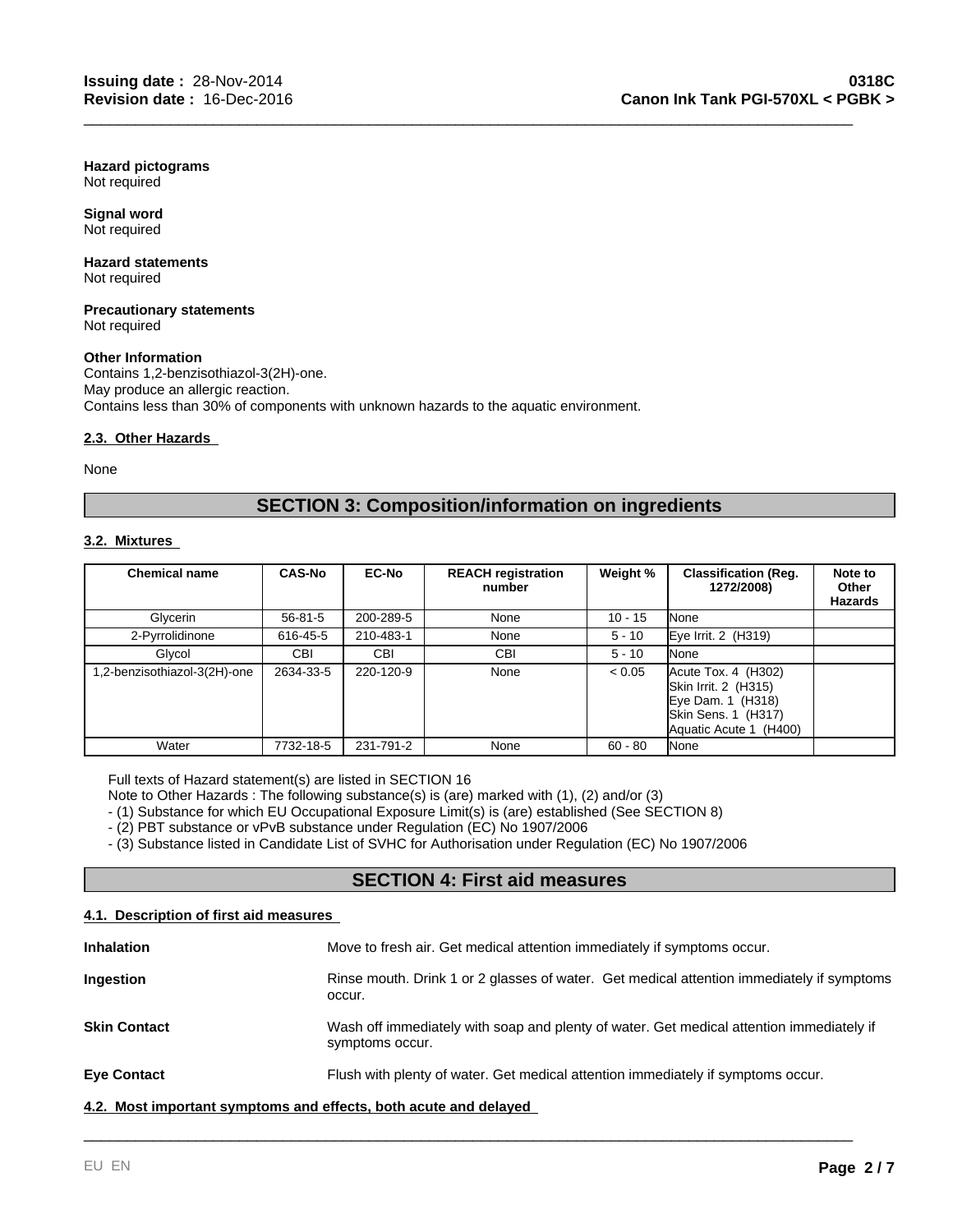**Hazard pictograms**
Not required

**Signal word**
Not required

**Hazard statements**
Not required

**Precautionary statements**
Not required

**Other Information**
Contains 1,2-benzisothiazol-3(2H)-one.
May produce an allergic reaction.
Contains less than 30% of components with unknown hazards to the aquatic environment.

### 2.3. Other Hazards

None

## SECTION 3: Composition/information on ingredients

### 3.2. Mixtures

| Chemical name | CAS-No | EC-No | REACH registration number | Weight % | Classification (Reg. 1272/2008) | Note to Other Hazards |
|---|---|---|---|---|---|---|
| Glycerin | 56-81-5 | 200-289-5 | None | 10 - 15 | None | |
| 2-Pyrrolidinone | 616-45-5 | 210-483-1 | None | 5 - 10 | Eye Irrit. 2 (H319) | |
| Glycol | CBI | CBI | CBI | 5 - 10 | None | |
| 1,2-benzisothiazol-3(2H)-one | 2634-33-5 | 220-120-9 | None | < 0.05 | Acute Tox. 4 (H302)<br>Skin Irrit. 2 (H315)<br>Eye Dam. 1 (H318)<br>Skin Sens. 1 (H317)<br>Aquatic Acute 1 (H400) | |
| Water | 7732-18-5 | 231-791-2 | None | 60 - 80 | None | |

Full texts of Hazard statement(s) are listed in SECTION 16
Note to Other Hazards : The following substance(s) is (are) marked with (1), (2) and/or (3)
- (1) Substance for which EU Occupational Exposure Limit(s) is (are) established (See SECTION 8)
- (2) PBT substance or vPvB substance under Regulation (EC) No 1907/2006
- (3) Substance listed in Candidate List of SVHC for Authorisation under Regulation (EC) No 1907/2006

## SECTION 4: First aid measures

### 4.1. Description of first aid measures

**Inhalation**
Move to fresh air. Get medical attention immediately if symptoms occur.

**Ingestion**
Rinse mouth. Drink 1 or 2 glasses of water. Get medical attention immediately if symptoms occur.

**Skin Contact**
Wash off immediately with soap and plenty of water. Get medical attention immediately if symptoms occur.

**Eye Contact**
Flush with plenty of water. Get medical attention immediately if symptoms occur.

### 4.2. Most important symptoms and effects, both acute and delayed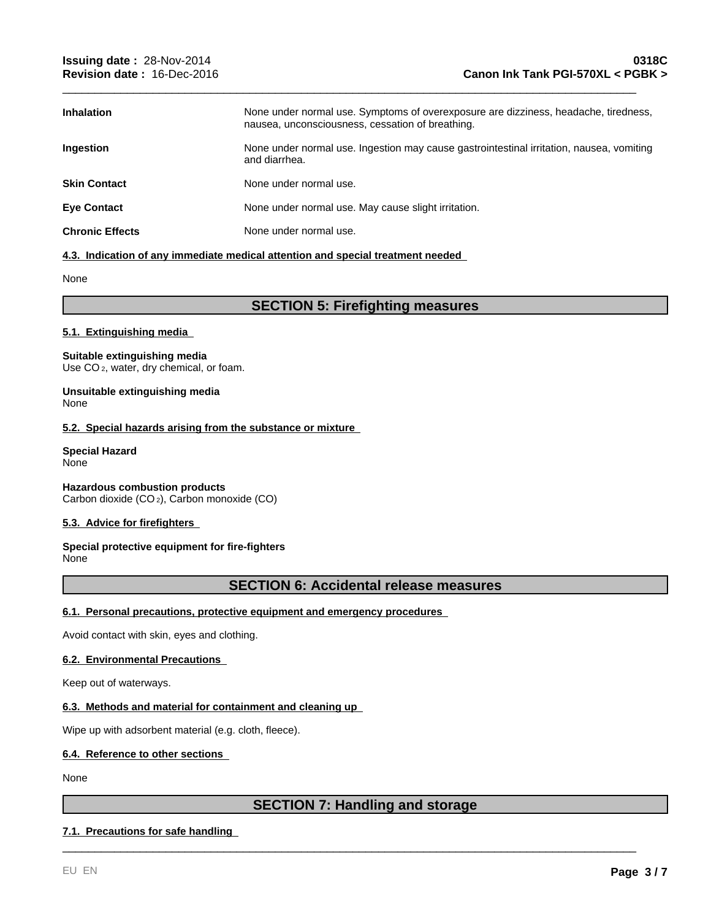| | |
|---|---|
| **Inhalation** | None under normal use. Symptoms of overexposure are dizziness, headache, tiredness, nausea, unconsciousness, cessation of breathing. |
| **Ingestion** | None under normal use. Ingestion may cause gastrointestinal irritation, nausea, vomiting and diarrhea. |
| **Skin Contact** | None under normal use. |
| **Eye Contact** | None under normal use. May cause slight irritation. |
| **Chronic Effects** | None under normal use. |

#### 4.3. Indication of any immediate medical attention and special treatment needed

None

## SECTION 5: Firefighting measures

#### 5.1. Extinguishing media

**Suitable extinguishing media**
Use $CO_2$, water, dry chemical, or foam.

**Unsuitable extinguishing media**
None

#### 5.2. Special hazards arising from the substance or mixture

**Special Hazard**
None

**Hazardous combustion products**
Carbon dioxide ($CO_2$), Carbon monoxide (CO)

#### 5.3. Advice for firefighters

**Special protective equipment for fire-fighters**
None

## SECTION 6: Accidental release measures

#### 6.1. Personal precautions, protective equipment and emergency procedures

Avoid contact with skin, eyes and clothing.

#### 6.2. Environmental Precautions

Keep out of waterways.

#### 6.3. Methods and material for containment and cleaning up

Wipe up with adsorbent material (e.g. cloth, fleece).

#### 6.4. Reference to other sections

None

## SECTION 7: Handling and storage

#### 7.1. Precautions for safe handling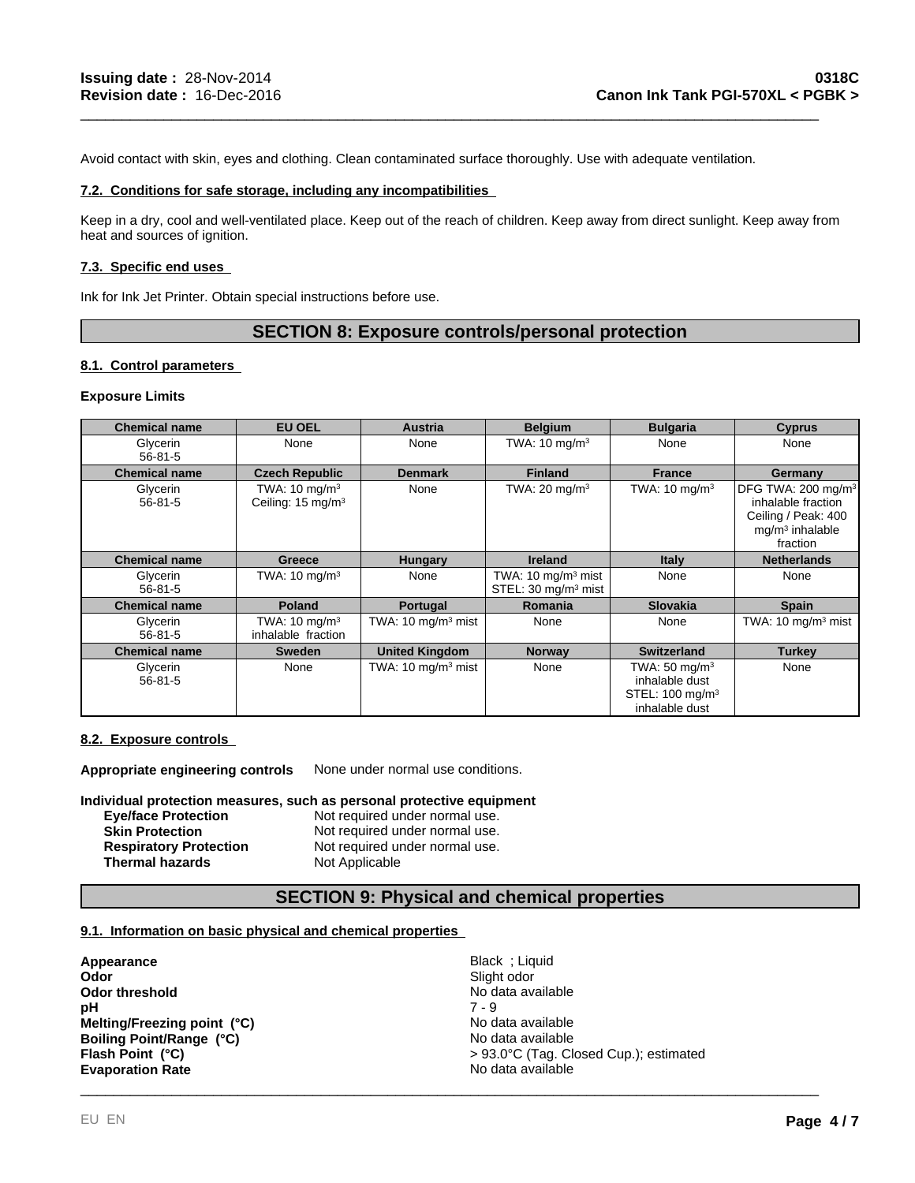Avoid contact with skin, eyes and clothing. Clean contaminated surface thoroughly. Use with adequate ventilation.

### 7.2. Conditions for safe storage, including any incompatibilities

Keep in a dry, cool and well-ventilated place. Keep out of the reach of children. Keep away from direct sunlight. Keep away from heat and sources of ignition.

### 7.3. Specific end uses

Ink for Ink Jet Printer. Obtain special instructions before use.

## SECTION 8: Exposure controls/personal protection

### 8.1. Control parameters

**Exposure Limits**

| Chemical name | EU OEL | Austria | Belgium | Bulgaria | Cyprus |
|---|---|---|---|---|---|
| Glycerin 56-81-5 | None | None | TWA: 10 mg/m$^3$ | None | None |
| **Chemical name** | **Czech Republic** | **Denmark** | **Finland** | **France** | **Germany** |
| Glycerin 56-81-5 | TWA: 10 mg/m$^3$ Ceiling: 15 mg/m$^3$ | None | TWA: 20 mg/m$^3$ | TWA: 10 mg/m$^3$ | DFG TWA: 200 mg/m$^3$ inhalable fraction Ceiling / Peak: 400 mg/m$^3$ inhalable fraction |
| **Chemical name** | **Greece** | **Hungary** | **Ireland** | **Italy** | **Netherlands** |
| Glycerin 56-81-5 | TWA: 10 mg/m$^3$ | None | TWA: 10 mg/m$^3$ mist STEL: 30 mg/m$^3$ mist | None | None |
| **Chemical name** | **Poland** | **Portugal** | **Romania** | **Slovakia** | **Spain** |
| Glycerin 56-81-5 | TWA: 10 mg/m$^3$ inhalable fraction | TWA: 10 mg/m$^3$ mist | None | None | TWA: 10 mg/m$^3$ mist |
| **Chemical name** | **Sweden** | **United Kingdom** | **Norway** | **Switzerland** | **Turkey** |
| Glycerin 56-81-5 | None | TWA: 10 mg/m$^3$ mist | None | TWA: 50 mg/m$^3$ inhalable dust STEL: 100 mg/m$^3$ inhalable dust | None |

### 8.2. Exposure controls

**Appropriate engineering controls** None under normal use conditions.

**Individual protection measures, such as personal protective equipment**

**Eye/face Protection** Not required under normal use.
**Skin Protection** Not required under normal use.
**Respiratory Protection** Not required under normal use.
**Thermal hazards** Not Applicable

## SECTION 9: Physical and chemical properties

### 9.1. Information on basic physical and chemical properties

**Appearance** Black ; Liquid
**Odor** Slight odor
**Odor threshold** No data available
**pH** 7 - 9
**Melting/Freezing point (°C)** No data available
**Boiling Point/Range (°C)** No data available
**Flash Point (°C)** > 93.0°C (Tag. Closed Cup.); estimated
**Evaporation Rate** No data available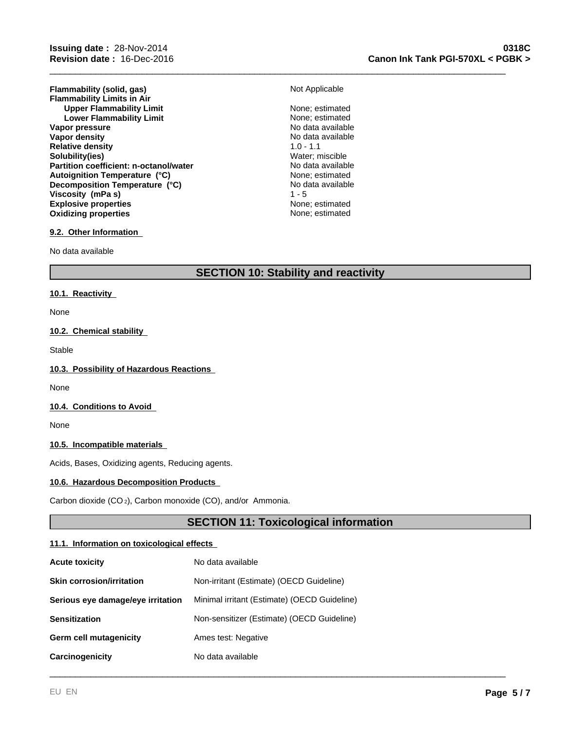| | |
|---|---|
| **Flammability (solid, gas)** | Not Applicable |
| **Flammability Limits in Air** | |
| **Upper Flammability Limit** | None; estimated |
| **Lower Flammability Limit** | None; estimated |
| **Vapor pressure** | No data available |
| **Vapor density** | No data available |
| **Relative density** | 1.0 - 1.1 |
| **Solubility(ies)** | Water; miscible |
| **Partition coefficient: n-octanol/water** | No data available |
| **Autoignition Temperature (°C)** | None; estimated |
| **Decomposition Temperature (°C)** | No data available |
| **Viscosity (mPa s)** | 1 - 5 |
| **Explosive properties** | None; estimated |
| **Oxidizing properties** | None; estimated |

### 9.2. Other Information

No data available

## SECTION 10: Stability and reactivity

### 10.1. Reactivity

None

### 10.2. Chemical stability

Stable

### 10.3. Possibility of Hazardous Reactions

None

### 10.4. Conditions to Avoid

None

### 10.5. Incompatible materials

Acids, Bases, Oxidizing agents, Reducing agents.

### 10.6. Hazardous Decomposition Products

Carbon dioxide ($CO_2$), Carbon monoxide (CO), and/or Ammonia.

## SECTION 11: Toxicological information

### 11.1. Information on toxicological effects

| | |
|---|---|
| **Acute toxicity** | No data available |
| **Skin corrosion/irritation** | Non-irritant (Estimate) (OECD Guideline) |
| **Serious eye damage/eye irritation** | Minimal irritant (Estimate) (OECD Guideline) |
| **Sensitization** | Non-sensitizer (Estimate) (OECD Guideline) |
| **Germ cell mutagenicity** | Ames test: Negative |
| **Carcinogenicity** | No data available |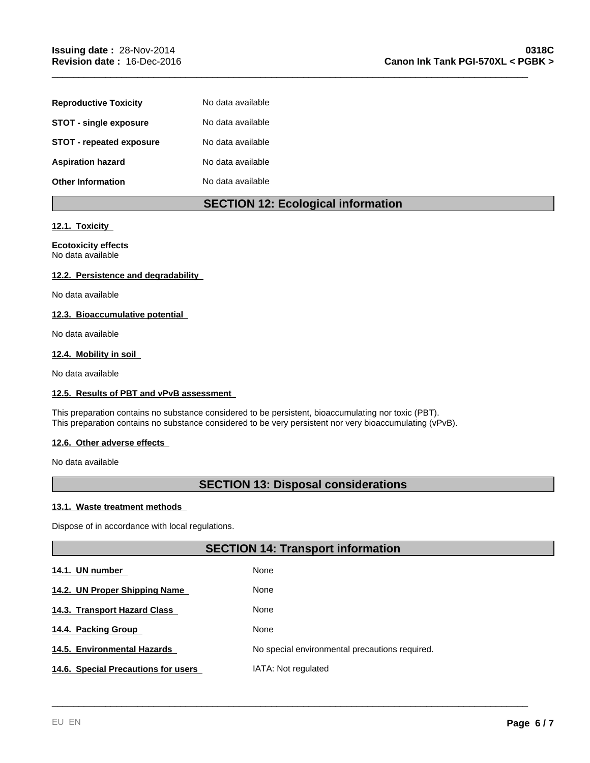| | |
|---|---|
| **Reproductive Toxicity** | No data available |
| **STOT - single exposure** | No data available |
| **STOT - repeated exposure** | No data available |
| **Aspiration hazard** | No data available |
| **Other Information** | No data available |

## SECTION 12: Ecological information

### 12.1. Toxicity

**Ecotoxicity effects**
No data available

### 12.2. Persistence and degradability

No data available

### 12.3. Bioaccumulative potential

No data available

### 12.4. Mobility in soil

No data available

### 12.5. Results of PBT and vPvB assessment

This preparation contains no substance considered to be persistent, bioaccumulating nor toxic (PBT).
This preparation contains no substance considered to be very persistent nor very bioaccumulating (vPvB).

### 12.6. Other adverse effects

No data available

## SECTION 13: Disposal considerations

### 13.1. Waste treatment methods

Dispose of in accordance with local regulations.

## SECTION 14: Transport information

| | |
|---|---|
| **14.1. UN number** | None |
| **14.2. UN Proper Shipping Name** | None |
| **14.3. Transport Hazard Class** | None |
| **14.4. Packing Group** | None |
| **14.5. Environmental Hazards** | No special environmental precautions required. |
| **14.6. Special Precautions for users** | IATA: Not regulated |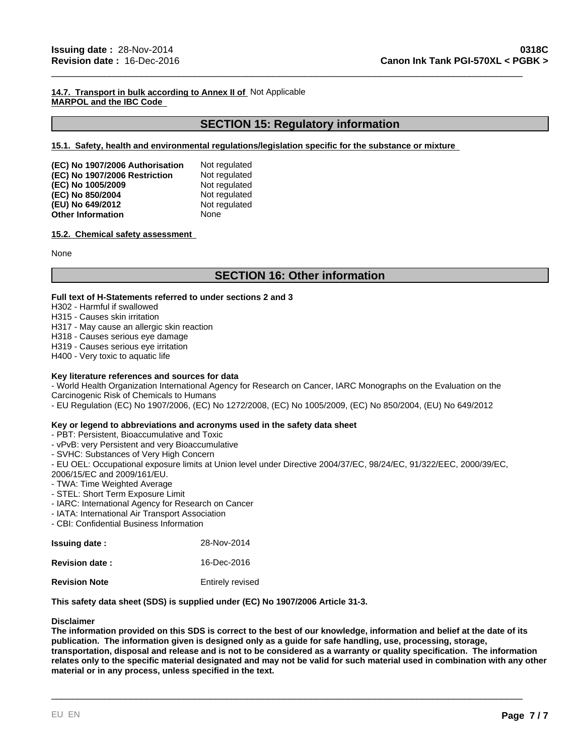**14.7. Transport in bulk according to Annex II of MARPOL and the IBC Code** Not Applicable

## SECTION 15: Regulatory information

**15.1. Safety, health and environmental regulations/legislation specific for the substance or mixture**

| | |
|---|---|
| **(EC) No 1907/2006 Authorisation** | Not regulated |
| **(EC) No 1907/2006 Restriction** | Not regulated |
| **(EC) No 1005/2009** | Not regulated |
| **(EC) No 850/2004** | Not regulated |
| **(EU) No 649/2012** | Not regulated |
| **Other Information** | None |

**15.2. Chemical safety assessment**

None

## SECTION 16: Other information

**Full text of H-Statements referred to under sections 2 and 3**

H302 - Harmful if swallowed
H315 - Causes skin irritation
H317 - May cause an allergic skin reaction
H318 - Causes serious eye damage
H319 - Causes serious eye irritation
H400 - Very toxic to aquatic life

**Key literature references and sources for data**

- World Health Organization International Agency for Research on Cancer, IARC Monographs on the Evaluation on the Carcinogenic Risk of Chemicals to Humans
- EU Regulation (EC) No 1907/2006, (EC) No 1272/2008, (EC) No 1005/2009, (EC) No 850/2004, (EU) No 649/2012

**Key or legend to abbreviations and acronyms used in the safety data sheet**

- PBT: Persistent, Bioaccumulative and Toxic
- vPvB: very Persistent and very Bioaccumulative
- SVHC: Substances of Very High Concern
- EU OEL: Occupational exposure limits at Union level under Directive 2004/37/EC, 98/24/EC, 91/322/EEC, 2000/39/EC, 2006/15/EC and 2009/161/EU.
- TWA: Time Weighted Average
- STEL: Short Term Exposure Limit
- IARC: International Agency for Research on Cancer
- IATA: International Air Transport Association
- CBI: Confidential Business Information

| | |
|---|---|
| **Issuing date :** | 28-Nov-2014 |
| **Revision date :** | 16-Dec-2016 |
| **Revision Note** | Entirely revised |

**This safety data sheet (SDS) is supplied under (EC) No 1907/2006 Article 31-3.**

**Disclaimer**

**The information provided on this SDS is correct to the best of our knowledge, information and belief at the date of its publication. The information given is designed only as a guide for safe handling, use, processing, storage, transportation, disposal and release and is not to be considered as a warranty or quality specification. The information relates only to the specific material designated and may not be valid for such material used in combination with any other material or in any process, unless specified in the text.**